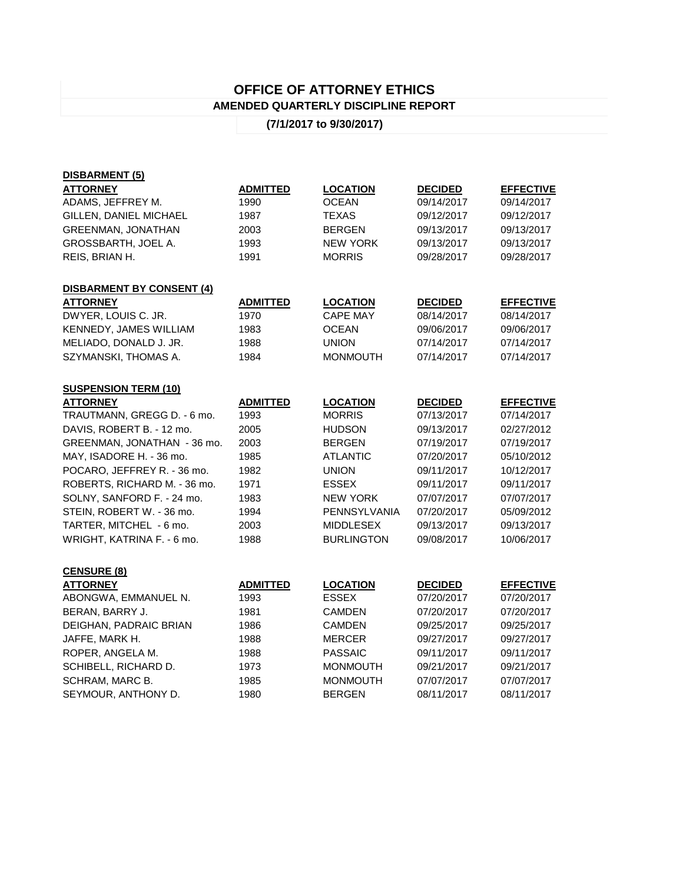# OFFICE OF ATTORNEY ETHICS

## AMENDED QUARTERLY DISCIPLINE REPORT

**(7/1/2017 to 9/30/2017)**

**DISBARMENT (5)**

| ATTORNEY | ADMITTED | LOCATION | DECIDED | EFFECTIVE |
|---|---|---|---|---|
| ADAMS, JEFFREY M. | 1990 | OCEAN | 09/14/2017 | 09/14/2017 |
| GILLEN, DANIEL MICHAEL | 1987 | TEXAS | 09/12/2017 | 09/12/2017 |
| GREENMAN, JONATHAN | 2003 | BERGEN | 09/13/2017 | 09/13/2017 |
| GROSSBARTH, JOEL A. | 1993 | NEW YORK | 09/13/2017 | 09/13/2017 |
| REIS, BRIAN H. | 1991 | MORRIS | 09/28/2017 | 09/28/2017 |

**DISBARMENT BY CONSENT (4)**

| ATTORNEY | ADMITTED | LOCATION | DECIDED | EFFECTIVE |
|---|---|---|---|---|
| DWYER, LOUIS C. JR. | 1970 | CAPE MAY | 08/14/2017 | 08/14/2017 |
| KENNEDY, JAMES WILLIAM | 1983 | OCEAN | 09/06/2017 | 09/06/2017 |
| MELIADO, DONALD J. JR. | 1988 | UNION | 07/14/2017 | 07/14/2017 |
| SZYMANSKI, THOMAS A. | 1984 | MONMOUTH | 07/14/2017 | 07/14/2017 |

**SUSPENSION TERM (10)**

| ATTORNEY | ADMITTED | LOCATION | DECIDED | EFFECTIVE |
|---|---|---|---|---|
| TRAUTMANN, GREGG D. - 6 mo. | 1993 | MORRIS | 07/13/2017 | 07/14/2017 |
| DAVIS, ROBERT B. - 12 mo. | 2005 | HUDSON | 09/13/2017 | 02/27/2012 |
| GREENMAN, JONATHAN - 36 mo. | 2003 | BERGEN | 07/19/2017 | 07/19/2017 |
| MAY, ISADORE H. - 36 mo. | 1985 | ATLANTIC | 07/20/2017 | 05/10/2012 |
| POCARO, JEFFREY R. - 36 mo. | 1982 | UNION | 09/11/2017 | 10/12/2017 |
| ROBERTS, RICHARD M. - 36 mo. | 1971 | ESSEX | 09/11/2017 | 09/11/2017 |
| SOLNY, SANFORD F. - 24 mo. | 1983 | NEW YORK | 07/07/2017 | 07/07/2017 |
| STEIN, ROBERT W. - 36 mo. | 1994 | PENNSYLVANIA | 07/20/2017 | 05/09/2012 |
| TARTER, MITCHEL - 6 mo. | 2003 | MIDDLESEX | 09/13/2017 | 09/13/2017 |
| WRIGHT, KATRINA F. - 6 mo. | 1988 | BURLINGTON | 09/08/2017 | 10/06/2017 |

**CENSURE (8)**

| ATTORNEY | ADMITTED | LOCATION | DECIDED | EFFECTIVE |
|---|---|---|---|---|
| ABONGWA, EMMANUEL N. | 1993 | ESSEX | 07/20/2017 | 07/20/2017 |
| BERAN, BARRY J. | 1981 | CAMDEN | 07/20/2017 | 07/20/2017 |
| DEIGHAN, PADRAIC BRIAN | 1986 | CAMDEN | 09/25/2017 | 09/25/2017 |
| JAFFE, MARK H. | 1988 | MERCER | 09/27/2017 | 09/27/2017 |
| ROPER, ANGELA M. | 1988 | PASSAIC | 09/11/2017 | 09/11/2017 |
| SCHIBELL, RICHARD D. | 1973 | MONMOUTH | 09/21/2017 | 09/21/2017 |
| SCHRAM, MARC B. | 1985 | MONMOUTH | 07/07/2017 | 07/07/2017 |
| SEYMOUR, ANTHONY D. | 1980 | BERGEN | 08/11/2017 | 08/11/2017 |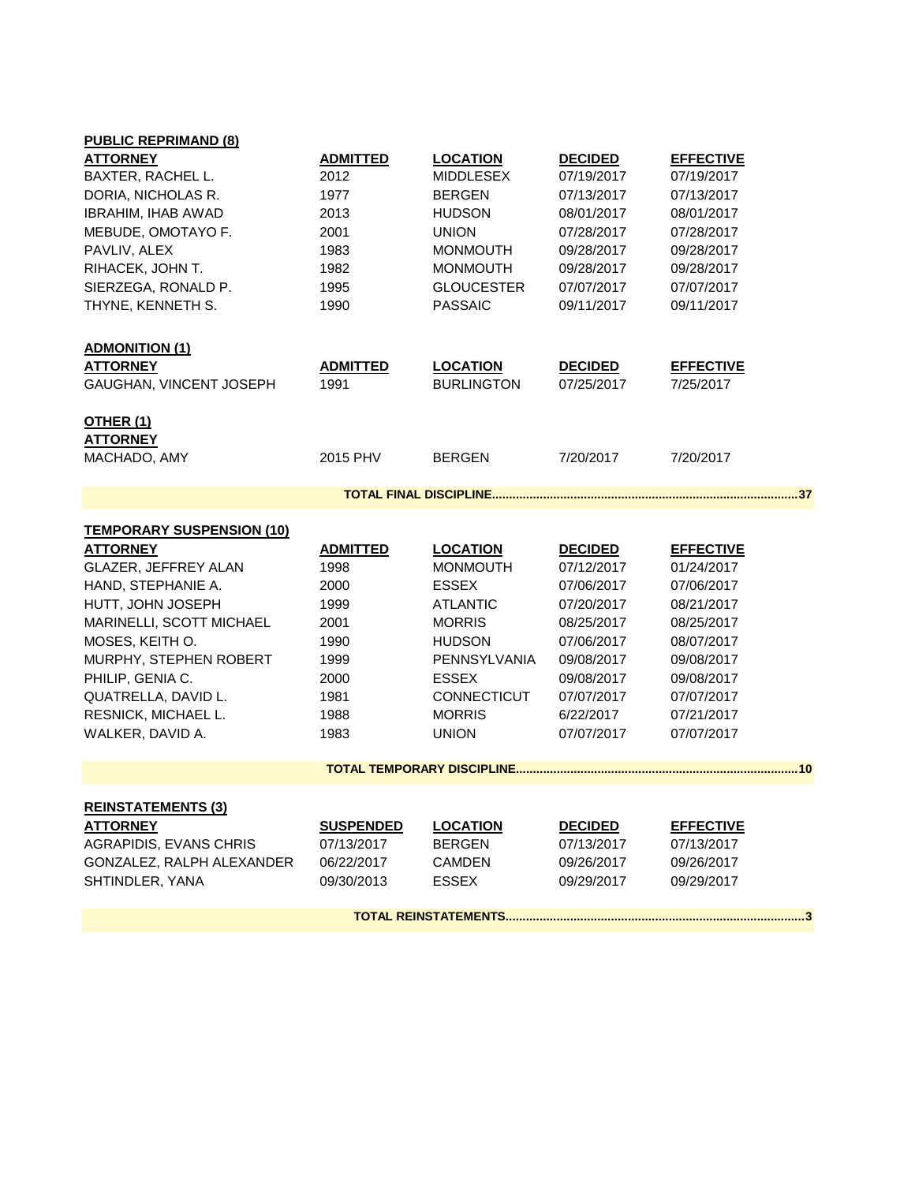**PUBLIC REPRIMAND (8)**

| ATTORNEY | ADMITTED | LOCATION | DECIDED | EFFECTIVE |
|---|---|---|---|---|
| BAXTER, RACHEL L. | 2012 | MIDDLESEX | 07/19/2017 | 07/19/2017 |
| DORIA, NICHOLAS R. | 1977 | BERGEN | 07/13/2017 | 07/13/2017 |
| IBRAHIM, IHAB AWAD | 2013 | HUDSON | 08/01/2017 | 08/01/2017 |
| MEBUDE, OMOTAYO F. | 2001 | UNION | 07/28/2017 | 07/28/2017 |
| PAVLIV, ALEX | 1983 | MONMOUTH | 09/28/2017 | 09/28/2017 |
| RIHACEK, JOHN T. | 1982 | MONMOUTH | 09/28/2017 | 09/28/2017 |
| SIERZEGA, RONALD P. | 1995 | GLOUCESTER | 07/07/2017 | 07/07/2017 |
| THYNE, KENNETH S. | 1990 | PASSAIC | 09/11/2017 | 09/11/2017 |

**ADMONITION (1)**

| ATTORNEY | ADMITTED | LOCATION | DECIDED | EFFECTIVE |
|---|---|---|---|---|
| GAUGHAN, VINCENT JOSEPH | 1991 | BURLINGTON | 07/25/2017 | 7/25/2017 |

**OTHER (1)**

| ATTORNEY | | | | |
|---|---|---|---|---|
| MACHADO, AMY | 2015 PHV | BERGEN | 7/20/2017 | 7/20/2017 |

**TOTAL FINAL DISCIPLINE..........................................................................................37**

**TEMPORARY SUSPENSION (10)**

| ATTORNEY | ADMITTED | LOCATION | DECIDED | EFFECTIVE |
|---|---|---|---|---|
| GLAZER, JEFFREY ALAN | 1998 | MONMOUTH | 07/12/2017 | 01/24/2017 |
| HAND, STEPHANIE A. | 2000 | ESSEX | 07/06/2017 | 07/06/2017 |
| HUTT, JOHN JOSEPH | 1999 | ATLANTIC | 07/20/2017 | 08/21/2017 |
| MARINELLI, SCOTT MICHAEL | 2001 | MORRIS | 08/25/2017 | 08/25/2017 |
| MOSES, KEITH O. | 1990 | HUDSON | 07/06/2017 | 08/07/2017 |
| MURPHY, STEPHEN ROBERT | 1999 | PENNSYLVANIA | 09/08/2017 | 09/08/2017 |
| PHILIP, GENIA C. | 2000 | ESSEX | 09/08/2017 | 09/08/2017 |
| QUATRELLA, DAVID L. | 1981 | CONNECTICUT | 07/07/2017 | 07/07/2017 |
| RESNICK, MICHAEL L. | 1988 | MORRIS | 6/22/2017 | 07/21/2017 |
| WALKER, DAVID A. | 1983 | UNION | 07/07/2017 | 07/07/2017 |

**TOTAL TEMPORARY DISCIPLINE..................................................................................10**

**REINSTATEMENTS (3)**

| ATTORNEY | SUSPENDED | LOCATION | DECIDED | EFFECTIVE |
|---|---|---|---|---|
| AGRAPIDIS, EVANS CHRIS | 07/13/2017 | BERGEN | 07/13/2017 | 07/13/2017 |
| GONZALEZ, RALPH ALEXANDER | 06/22/2017 | CAMDEN | 09/26/2017 | 09/26/2017 |
| SHTINDLER, YANA | 09/30/2013 | ESSEX | 09/29/2017 | 09/29/2017 |

**TOTAL REINSTATEMENTS......................................................................................3**